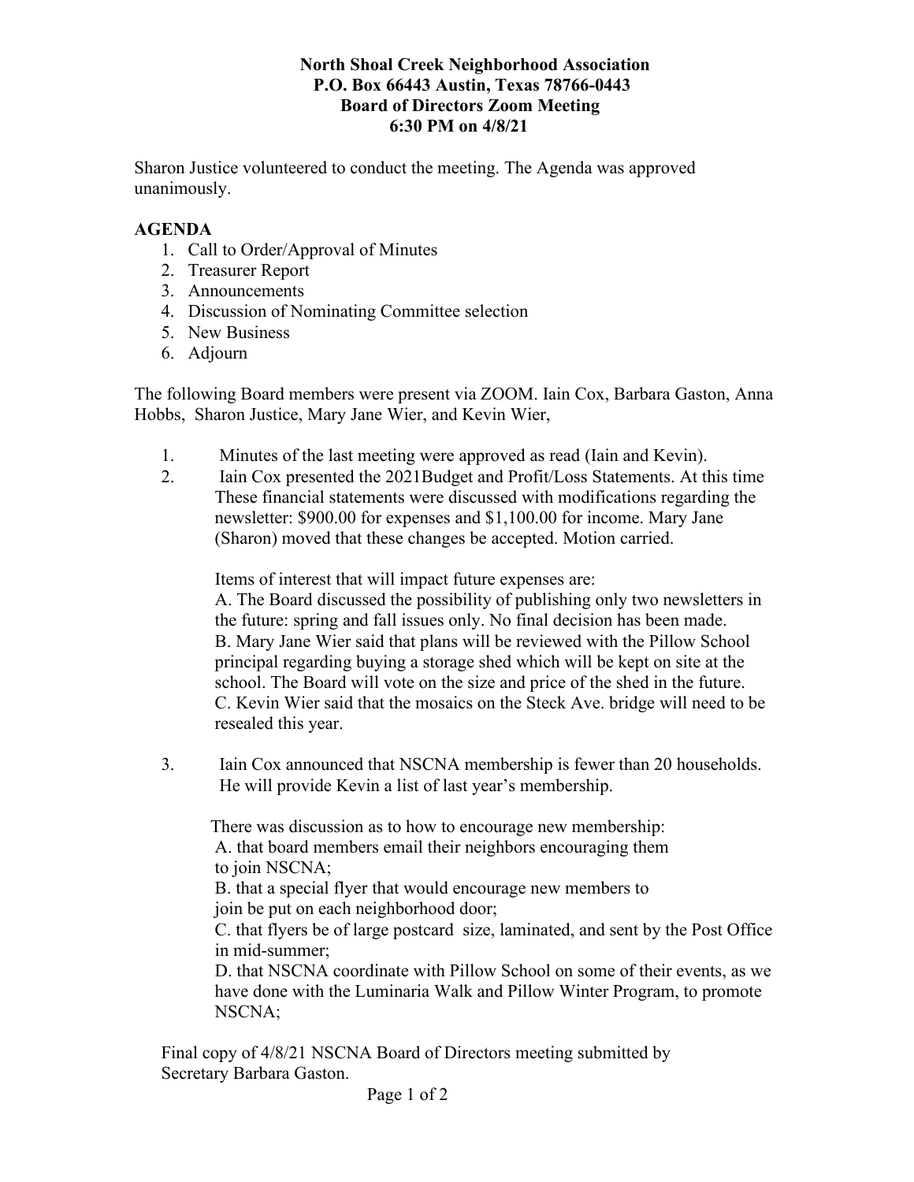**North Shoal Creek Neighborhood Association**
**P.O. Box 66443 Austin, Texas 78766-0443**
**Board of Directors Zoom Meeting**
**6:30 PM on 4/8/21**

Sharon Justice volunteered to conduct the meeting. The Agenda was approved unanimously.

**AGENDA**

1. Call to Order/Approval of Minutes
2. Treasurer Report
3. Announcements
4. Discussion of Nominating Committee selection
5. New Business
6. Adjourn

The following Board members were present via ZOOM. Iain Cox, Barbara Gaston, Anna Hobbs, Sharon Justice, Mary Jane Wier, and Kevin Wier,

1. Minutes of the last meeting were approved as read (Iain and Kevin).
2. Iain Cox presented the 2021Budget and Profit/Loss Statements. At this time These financial statements were discussed with modifications regarding the newsletter: $900.00 for expenses and $1,100.00 for income. Mary Jane (Sharon) moved that these changes be accepted. Motion carried.

   Items of interest that will impact future expenses are:
   A. The Board discussed the possibility of publishing only two newsletters in the future: spring and fall issues only. No final decision has been made.
   B. Mary Jane Wier said that plans will be reviewed with the Pillow School principal regarding buying a storage shed which will be kept on site at the school. The Board will vote on the size and price of the shed in the future.
   C. Kevin Wier said that the mosaics on the Steck Ave. bridge will need to be resealed this year.

3. Iain Cox announced that NSCNA membership is fewer than 20 households. He will provide Kevin a list of last year's membership.

   There was discussion as to how to encourage new membership:
   A. that board members email their neighbors encouraging them to join NSCNA;
   B. that a special flyer that would encourage new members to join be put on each neighborhood door;
   C. that flyers be of large postcard size, laminated, and sent by the Post Office in mid-summer;
   D. that NSCNA coordinate with Pillow School on some of their events, as we have done with the Luminaria Walk and Pillow Winter Program, to promote NSCNA;

Final copy of 4/8/21 NSCNA Board of Directors meeting submitted by Secretary Barbara Gaston.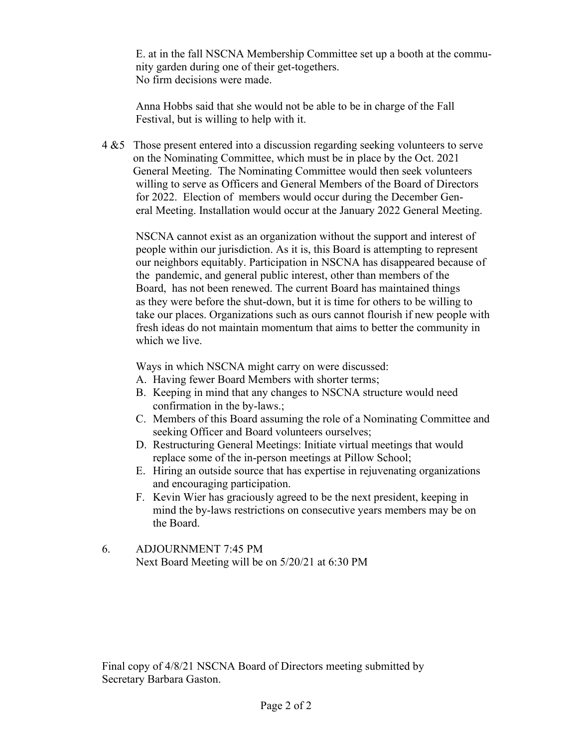E. at in the fall NSCNA Membership Committee set up a booth at the community garden during one of their get-togethers.
No firm decisions were made.

Anna Hobbs said that she would not be able to be in charge of the Fall Festival, but is willing to help with it.

4 &5 Those present entered into a discussion regarding seeking volunteers to serve on the Nominating Committee, which must be in place by the Oct. 2021 General Meeting. The Nominating Committee would then seek volunteers willing to serve as Officers and General Members of the Board of Directors for 2022. Election of members would occur during the December General Meeting. Installation would occur at the January 2022 General Meeting.

NSCNA cannot exist as an organization without the support and interest of people within our jurisdiction. As it is, this Board is attempting to represent our neighbors equitably. Participation in NSCNA has disappeared because of the pandemic, and general public interest, other than members of the Board, has not been renewed. The current Board has maintained things as they were before the shut-down, but it is time for others to be willing to take our places. Organizations such as ours cannot flourish if new people with fresh ideas do not maintain momentum that aims to better the community in which we live.

Ways in which NSCNA might carry on were discussed:

A. Having fewer Board Members with shorter terms;
B. Keeping in mind that any changes to NSCNA structure would need confirmation in the by-laws.;
C. Members of this Board assuming the role of a Nominating Committee and seeking Officer and Board volunteers ourselves;
D. Restructuring General Meetings: Initiate virtual meetings that would replace some of the in-person meetings at Pillow School;
E. Hiring an outside source that has expertise in rejuvenating organizations and encouraging participation.
F. Kevin Wier has graciously agreed to be the next president, keeping in mind the by-laws restrictions on consecutive years members may be on the Board.

6. ADJOURNMENT 7:45 PM
Next Board Meeting will be on 5/20/21 at 6:30 PM

Final copy of 4/8/21 NSCNA Board of Directors meeting submitted by Secretary Barbara Gaston.